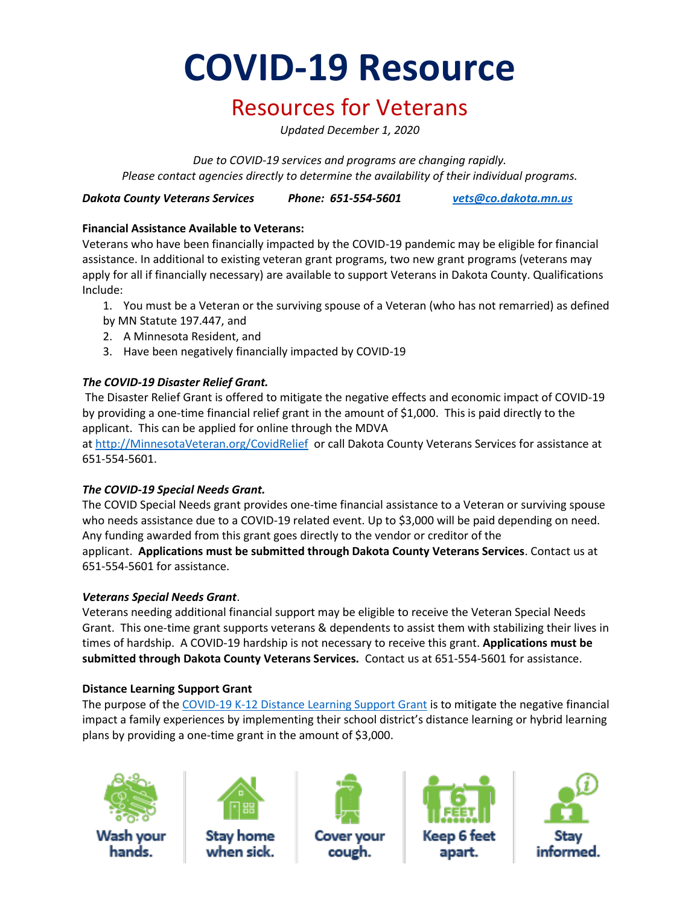# COVID-19 Resource

## Resources for Veterans

*Updated December 1, 2020*

*Due to COVID-19 services and programs are changing rapidly.*
*Please contact agencies directly to determine the availability of their individual programs.*

***Dakota County Veterans Services*** ***Phone: 651-554-5601*** ***[vets@co.dakota.mn.us](mailto:vets@co.dakota.mn.us)***

**Financial Assistance Available to Veterans:**

Veterans who have been financially impacted by the COVID-19 pandemic may be eligible for financial assistance. In additional to existing veteran grant programs, two new grant programs (veterans may apply for all if financially necessary) are available to support Veterans in Dakota County. Qualifications Include:

1. You must be a Veteran or the surviving spouse of a Veteran (who has not remarried) as defined by MN Statute 197.447, and
2. A Minnesota Resident, and
3. Have been negatively financially impacted by COVID-19

***The COVID-19 Disaster Relief Grant.***

The Disaster Relief Grant is offered to mitigate the negative effects and economic impact of COVID-19 by providing a one-time financial relief grant in the amount of $1,000. This is paid directly to the applicant. This can be applied for online through the MDVA at [http://MinnesotaVeteran.org/CovidRelief](http://MinnesotaVeteran.org/CovidRelief) or call Dakota County Veterans Services for assistance at 651-554-5601.

***The COVID-19 Special Needs Grant.***

The COVID Special Needs grant provides one-time financial assistance to a Veteran or surviving spouse who needs assistance due to a COVID-19 related event. Up to $3,000 will be paid depending on need. Any funding awarded from this grant goes directly to the vendor or creditor of the applicant. **Applications must be submitted through Dakota County Veterans Services**. Contact us at 651-554-5601 for assistance.

***Veterans Special Needs Grant***.

Veterans needing additional financial support may be eligible to receive the Veteran Special Needs Grant. This one-time grant supports veterans & dependents to assist them with stabilizing their lives in times of hardship. A COVID-19 hardship is not necessary to receive this grant. **Applications must be submitted through Dakota County Veterans Services.** Contact us at 651-554-5601 for assistance.

**Distance Learning Support Grant**

The purpose of the COVID-19 K-12 Distance Learning Support Grant is to mitigate the negative financial impact a family experiences by implementing their school district's distance learning or hybrid learning plans by providing a one-time grant in the amount of $3,000.

Wash your hands. | Stay home when sick. | Cover your cough. | Keep 6 feet apart. | Stay informed.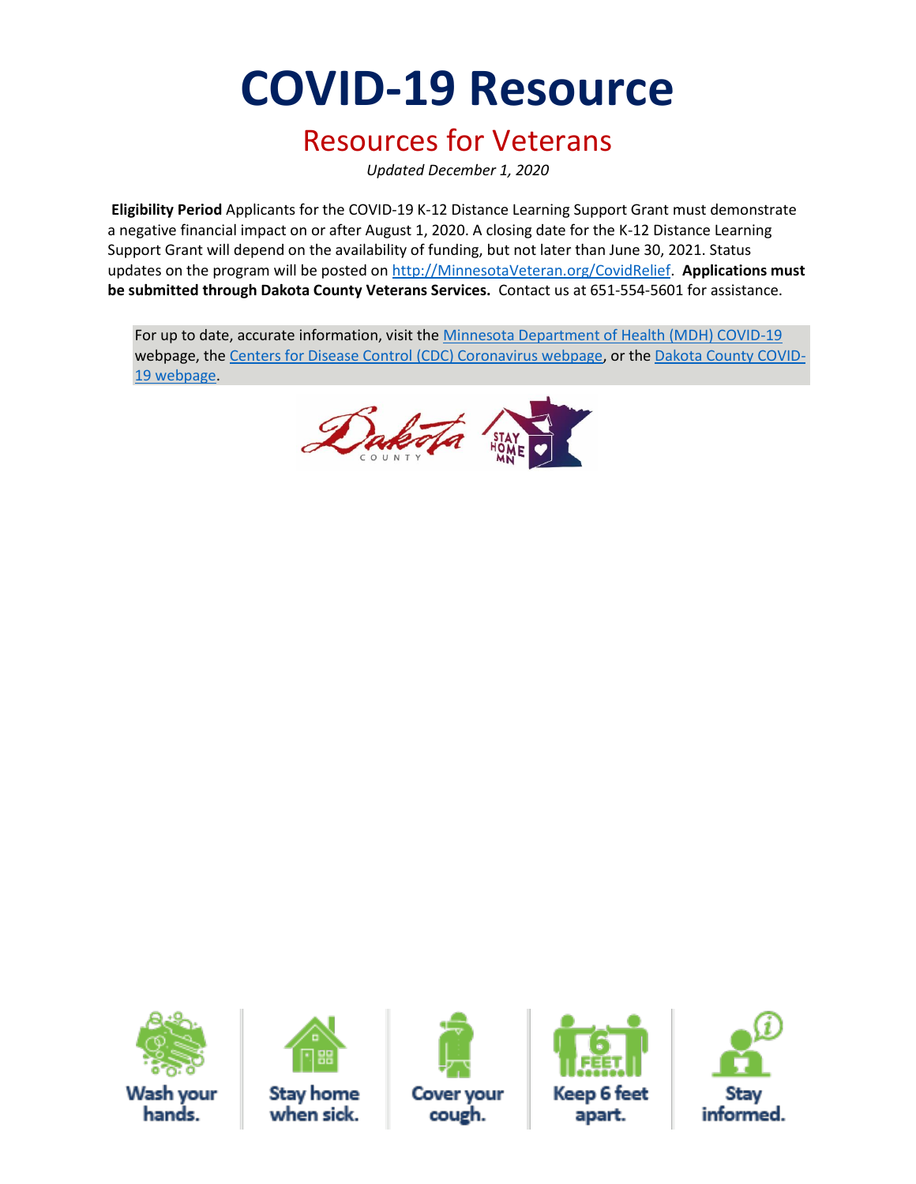# COVID-19 Resource

## Resources for Veterans

*Updated December 1, 2020*

**Eligibility Period** Applicants for the COVID-19 K-12 Distance Learning Support Grant must demonstrate a negative financial impact on or after August 1, 2020. A closing date for the K-12 Distance Learning Support Grant will depend on the availability of funding, but not later than June 30, 2021. Status updates on the program will be posted on http://MinnesotaVeteran.org/CovidRelief. **Applications must be submitted through Dakota County Veterans Services.** Contact us at 651-554-5601 for assistance.

For up to date, accurate information, visit the Minnesota Department of Health (MDH) COVID-19 webpage, the Centers for Disease Control (CDC) Coronavirus webpage, or the Dakota County COVID-19 webpage.

Wash your hands.

Stay home when sick.

Cover your cough.

Keep 6 feet apart.

Stay informed.